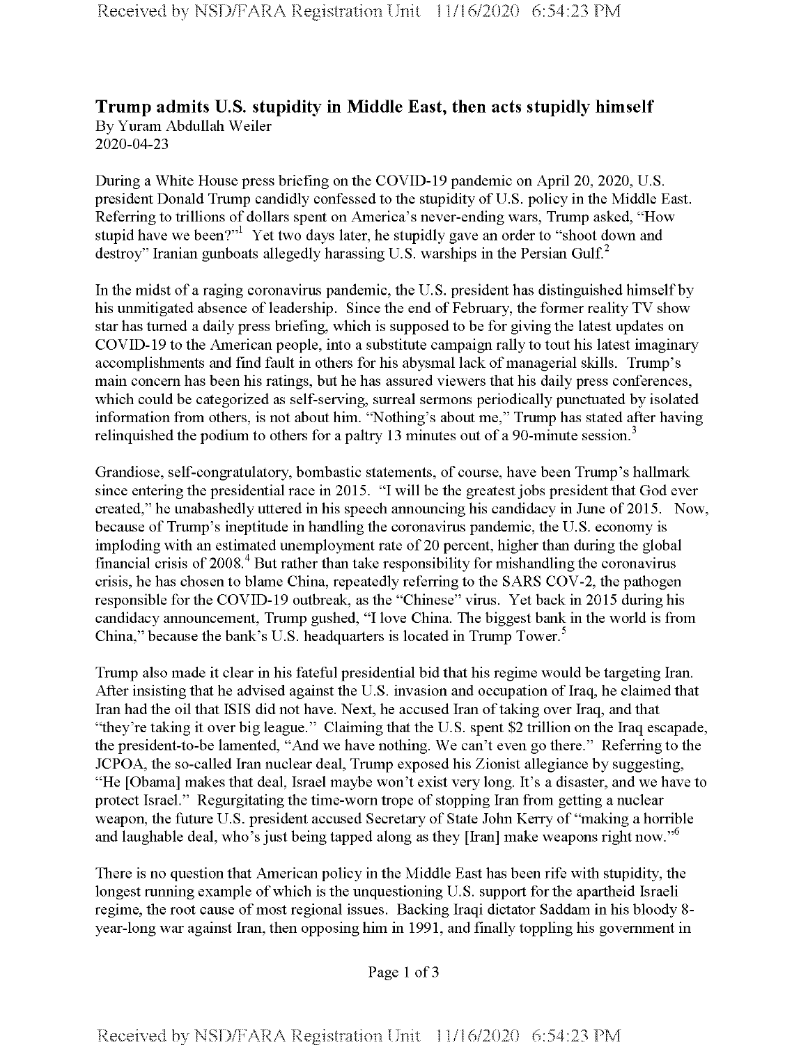# Trump admits U.S. stupidity in Middle East, then acts stupidly himself

By Yuram Abdullah Weiler
2020-04-23

During a White House press briefing on the COVID-19 pandemic on April 20, 2020, U.S. president Donald Trump candidly confessed to the stupidity of U.S. policy in the Middle East. Referring to trillions of dollars spent on America's never-ending wars, Trump asked, "How stupid have we been?"[1] Yet two days later, he stupidly gave an order to "shoot down and destroy" Iranian gunboats allegedly harassing U.S. warships in the Persian Gulf.[2]

In the midst of a raging coronavirus pandemic, the U.S. president has distinguished himself by his unmitigated absence of leadership. Since the end of February, the former reality TV show star has turned a daily press briefing, which is supposed to be for giving the latest updates on COVID-19 to the American people, into a substitute campaign rally to tout his latest imaginary accomplishments and find fault in others for his abysmal lack of managerial skills. Trump's main concern has been his ratings, but he has assured viewers that his daily press conferences, which could be categorized as self-serving, surreal sermons periodically punctuated by isolated information from others, is not about him. "Nothing's about me," Trump has stated after having relinquished the podium to others for a paltry 13 minutes out of a 90-minute session.[3]

Grandiose, self-congratulatory, bombastic statements, of course, have been Trump's hallmark since entering the presidential race in 2015. "I will be the greatest jobs president that God ever created," he unabashedly uttered in his speech announcing his candidacy in June of 2015. Now, because of Trump's ineptitude in handling the coronavirus pandemic, the U.S. economy is imploding with an estimated unemployment rate of 20 percent, higher than during the global financial crisis of 2008.[4] But rather than take responsibility for mishandling the coronavirus crisis, he has chosen to blame China, repeatedly referring to the SARS COV-2, the pathogen responsible for the COVID-19 outbreak, as the "Chinese" virus. Yet back in 2015 during his candidacy announcement, Trump gushed, "I love China. The biggest bank in the world is from China," because the bank's U.S. headquarters is located in Trump Tower.[5]

Trump also made it clear in his fateful presidential bid that his regime would be targeting Iran. After insisting that he advised against the U.S. invasion and occupation of Iraq, he claimed that Iran had the oil that ISIS did not have. Next, he accused Iran of taking over Iraq, and that "they're taking it over big league." Claiming that the U.S. spent $2 trillion on the Iraq escapade, the president-to-be lamented, "And we have nothing. We can't even go there." Referring to the JCPOA, the so-called Iran nuclear deal, Trump exposed his Zionist allegiance by suggesting, "He [Obama] makes that deal, Israel maybe won't exist very long. It's a disaster, and we have to protect Israel." Regurgitating the time-worn trope of stopping Iran from getting a nuclear weapon, the future U.S. president accused Secretary of State John Kerry of "making a horrible and laughable deal, who's just being tapped along as they [Iran] make weapons right now."[6]

There is no question that American policy in the Middle East has been rife with stupidity, the longest running example of which is the unquestioning U.S. support for the apartheid Israeli regime, the root cause of most regional issues. Backing Iraqi dictator Saddam in his bloody 8-year-long war against Iran, then opposing him in 1991, and finally toppling his government in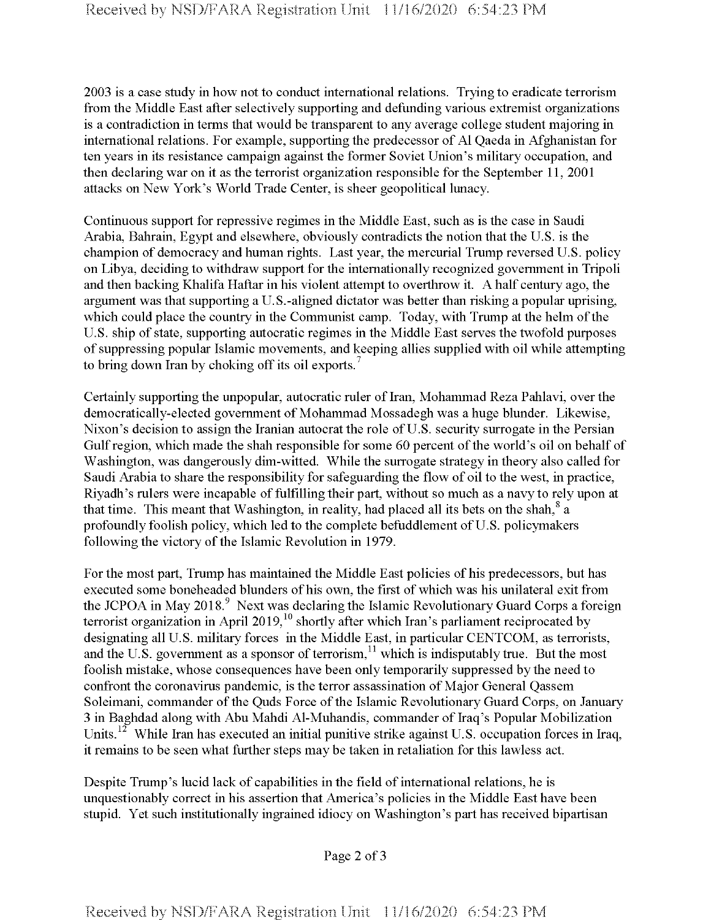2003 is a case study in how not to conduct international relations. Trying to eradicate terrorism from the Middle East after selectively supporting and defunding various extremist organizations is a contradiction in terms that would be transparent to any average college student majoring in international relations. For example, supporting the predecessor of Al Qaeda in Afghanistan for ten years in its resistance campaign against the former Soviet Union's military occupation, and then declaring war on it as the terrorist organization responsible for the September 11, 2001 attacks on New York's World Trade Center, is sheer geopolitical lunacy.

Continuous support for repressive regimes in the Middle East, such as is the case in Saudi Arabia, Bahrain, Egypt and elsewhere, obviously contradicts the notion that the U.S. is the champion of democracy and human rights. Last year, the mercurial Trump reversed U.S. policy on Libya, deciding to withdraw support for the internationally recognized government in Tripoli and then backing Khalifa Haftar in his violent attempt to overthrow it. A half century ago, the argument was that supporting a U.S.-aligned dictator was better than risking a popular uprising, which could place the country in the Communist camp. Today, with Trump at the helm of the U.S. ship of state, supporting autocratic regimes in the Middle East serves the twofold purposes of suppressing popular Islamic movements, and keeping allies supplied with oil while attempting to bring down Iran by choking off its oil exports.[7]

Certainly supporting the unpopular, autocratic ruler of Iran, Mohammad Reza Pahlavi, over the democratically-elected government of Mohammad Mossadegh was a huge blunder. Likewise, Nixon's decision to assign the Iranian autocrat the role of U.S. security surrogate in the Persian Gulf region, which made the shah responsible for some 60 percent of the world's oil on behalf of Washington, was dangerously dim-witted. While the surrogate strategy in theory also called for Saudi Arabia to share the responsibility for safeguarding the flow of oil to the west, in practice, Riyadh's rulers were incapable of fulfilling their part, without so much as a navy to rely upon at that time. This meant that Washington, in reality, had placed all its bets on the shah,[8] a profoundly foolish policy, which led to the complete befuddlement of U.S. policymakers following the victory of the Islamic Revolution in 1979.

For the most part, Trump has maintained the Middle East policies of his predecessors, but has executed some boneheaded blunders of his own, the first of which was his unilateral exit from the JCPOA in May 2018.[9] Next was declaring the Islamic Revolutionary Guard Corps a foreign terrorist organization in April 2019,[10] shortly after which Iran's parliament reciprocated by designating all U.S. military forces in the Middle East, in particular CENTCOM, as terrorists, and the U.S. government as a sponsor of terrorism,[11] which is indisputably true. But the most foolish mistake, whose consequences have been only temporarily suppressed by the need to confront the coronavirus pandemic, is the terror assassination of Major General Qassem Soleimani, commander of the Quds Force of the Islamic Revolutionary Guard Corps, on January 3 in Baghdad along with Abu Mahdi Al-Muhandis, commander of Iraq's Popular Mobilization Units.[12] While Iran has executed an initial punitive strike against U.S. occupation forces in Iraq, it remains to be seen what further steps may be taken in retaliation for this lawless act.

Despite Trump's lucid lack of capabilities in the field of international relations, he is unquestionably correct in his assertion that America's policies in the Middle East have been stupid. Yet such institutionally ingrained idiocy on Washington's part has received bipartisan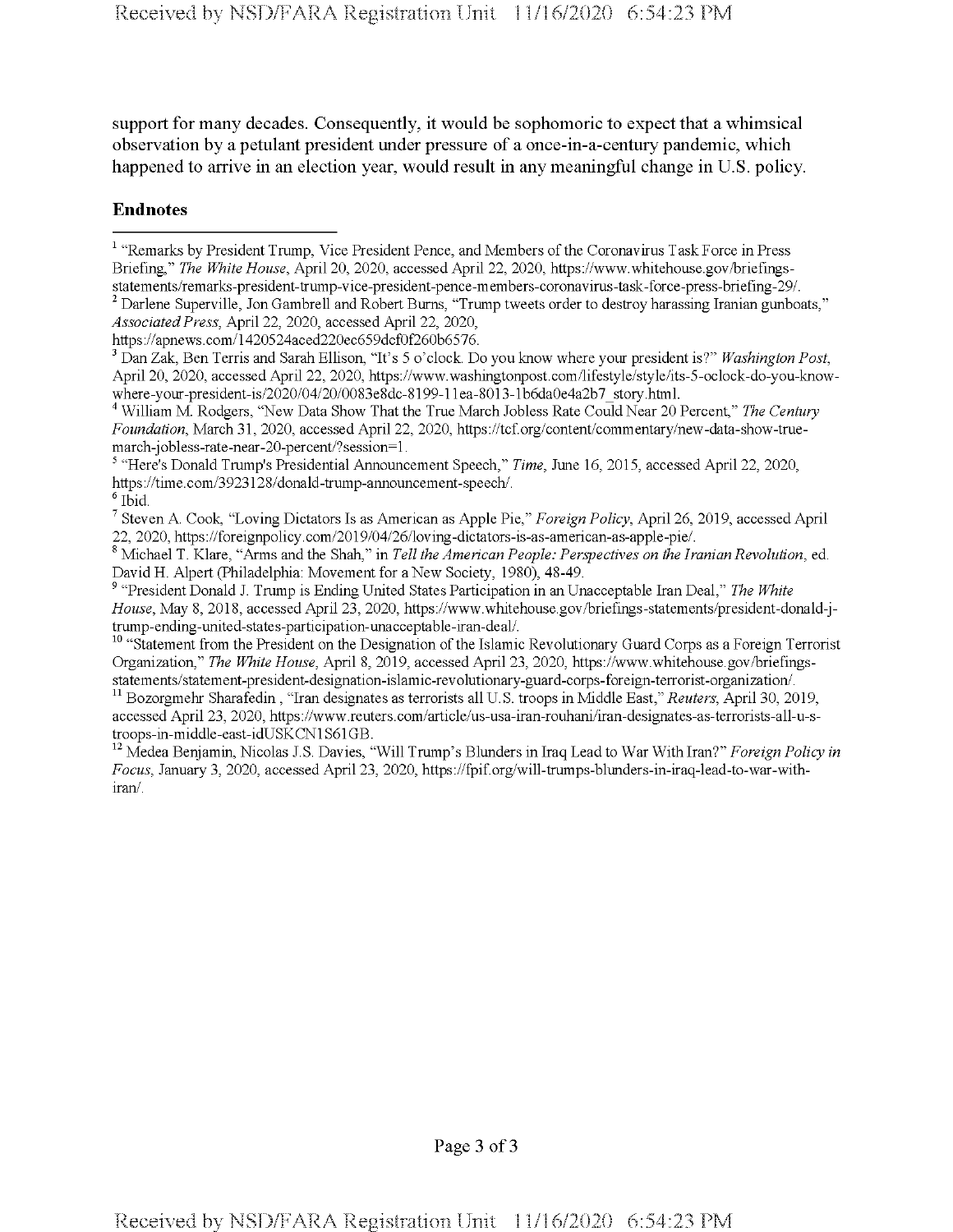support for many decades. Consequently, it would be sophomoric to expect that a whimsical observation by a petulant president under pressure of a once-in-a-century pandemic, which happened to arrive in an election year, would result in any meaningful change in U.S. policy.

## Endnotes

[1] "Remarks by President Trump, Vice President Pence, and Members of the Coronavirus Task Force in Press Briefing," *The White House*, April 20, 2020, accessed April 22, 2020, https://www.whitehouse.gov/briefings-statements/remarks-president-trump-vice-president-pence-members-coronavirus-task-force-press-briefing-29/.

[2] Darlene Superville, Jon Gambrell and Robert Burns, "Trump tweets order to destroy harassing Iranian gunboats," *Associated Press*, April 22, 2020, accessed April 22, 2020, https://apnews.com/1420524aced220ec659dcf0f260b6576.

[3] Dan Zak, Ben Terris and Sarah Ellison, "It's 5 o'clock. Do you know where your president is?" *Washington Post*, April 20, 2020, accessed April 22, 2020, https://www.washingtonpost.com/lifestyle/style/its-5-oclock-do-you-know-where-your-president-is/2020/04/20/0083e8dc-8199-11ea-8013-1b6da0e4a2b7_story.html.

[4] William M. Rodgers, "New Data Show That the True March Jobless Rate Could Near 20 Percent," *The Century Foundation*, March 31, 2020, accessed April 22, 2020, https://tcf.org/content/commentary/new-data-show-true-march-jobless-rate-near-20-percent/?session=1.

[5] "Here's Donald Trump's Presidential Announcement Speech," *Time*, June 16, 2015, accessed April 22, 2020, https://time.com/3923128/donald-trump-announcement-speech/.

[6] Ibid.

[7] Steven A. Cook, "Loving Dictators Is as American as Apple Pie," *Foreign Policy*, April 26, 2019, accessed April 22, 2020, https://foreignpolicy.com/2019/04/26/loving-dictators-is-as-american-as-apple-pie/.

[8] Michael T. Klare, "Arms and the Shah," in *Tell the American People: Perspectives on the Iranian Revolution*, ed. David H. Alpert (Philadelphia: Movement for a New Society, 1980), 48-49.

[9] "President Donald J. Trump is Ending United States Participation in an Unacceptable Iran Deal," *The White House*, May 8, 2018, accessed April 23, 2020, https://www.whitehouse.gov/briefings-statements/president-donald-j-trump-ending-united-states-participation-unacceptable-iran-deal/.

[10] "Statement from the President on the Designation of the Islamic Revolutionary Guard Corps as a Foreign Terrorist Organization," *The White House*, April 8, 2019, accessed April 23, 2020, https://www.whitehouse.gov/briefings-statements/statement-president-designation-islamic-revolutionary-guard-corps-foreign-terrorist-organization/.

[11] Bozorgmehr Sharafedin , "Iran designates as terrorists all U.S. troops in Middle East," *Reuters*, April 30, 2019, accessed April 23, 2020, https://www.reuters.com/article/us-usa-iran-rouhani/iran-designates-as-terrorists-all-u-s-troops-in-middle-east-idUSKCN1S61GB.

[12] Medea Benjamin, Nicolas J.S. Davies, "Will Trump's Blunders in Iraq Lead to War With Iran?" *Foreign Policy in Focus*, January 3, 2020, accessed April 23, 2020, https://fpif.org/will-trumps-blunders-in-iraq-lead-to-war-with-iran/.